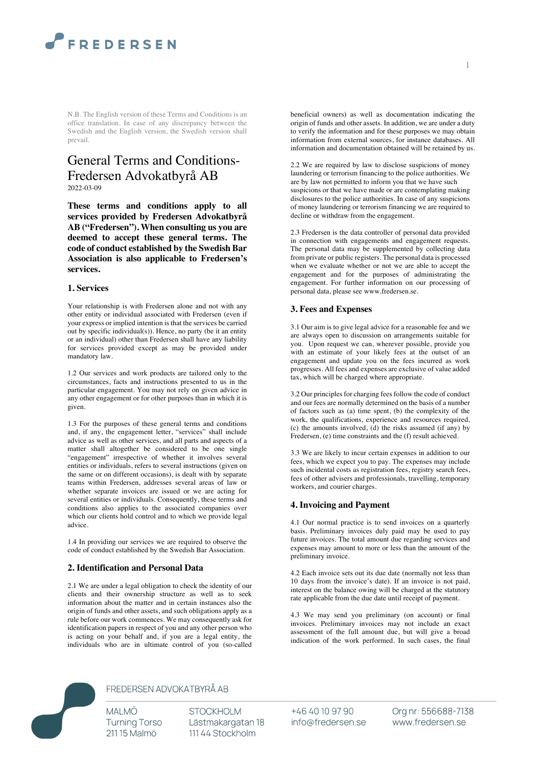N.B. The English version of these Terms and Conditions is an office translation. In case of any discrepancy between the Swedish and the English version, the Swedish version shall prevail.

# General Terms and Conditions- Fredersen Advokatbyrå AB

2022-03-09

**These terms and conditions apply to all services provided by Fredersen Advokatbyrå AB ("Fredersen"). When consulting us you are deemed to accept these general terms. The code of conduct established by the Swedish Bar Association is also applicable to Fredersen's services.**

## 1. Services

Your relationship is with Fredersen alone and not with any other entity or individual associated with Fredersen (even if your express or implied intention is that the services be carried out by specific individual(s)). Hence, no party (be it an entity or an individual) other than Fredersen shall have any liability for services provided except as may be provided under mandatory law.

1.2 Our services and work products are tailored only to the circumstances, facts and instructions presented to us in the particular engagement. You may not rely on given advice in any other engagement or for other purposes than in which it is given.

1.3 For the purposes of these general terms and conditions and, if any, the engagement letter, "services" shall include advice as well as other services, and all parts and aspects of a matter shall altogether be considered to be one single "engagement" irrespective of whether it involves several entities or individuals, refers to several instructions (given on the same or on different occasions), is dealt with by separate teams within Fredersen, addresses several areas of law or whether separate invoices are issued or we are acting for several entities or individuals. Consequently, these terms and conditions also applies to the associated companies over which our clients hold control and to which we provide legal advice.

1.4 In providing our services we are required to observe the code of conduct established by the Swedish Bar Association.

## 2. Identification and Personal Data

2.1 We are under a legal obligation to check the identity of our clients and their ownership structure as well as to seek information about the matter and in certain instances also the origin of funds and other assets, and such obligations apply as a rule before our work commences. We may consequently ask for identification papers in respect of you and any other person who is acting on your behalf and, if you are a legal entity, the individuals who are in ultimate control of you (so-called beneficial owners) as well as documentation indicating the origin of funds and other assets. In addition, we are under a duty to verify the information and for these purposes we may obtain information from external sources, for instance databases. All information and documentation obtained will be retained by us.

2.2 We are required by law to disclose suspicions of money laundering or terrorism financing to the police authorities. We are by law not permitted to inform you that we have such suspicions or that we have made or are contemplating making disclosures to the police authorities. In case of any suspicions of money laundering or terrorism financing we are required to decline or withdraw from the engagement.

2.3 Fredersen is the data controller of personal data provided in connection with engagements and engagement requests. The personal data may be supplemented by collecting data from private or public registers. The personal data is processed when we evaluate whether or not we are able to accept the engagement and for the purposes of administrating the engagement. For further information on our processing of personal data, please see www.fredersen.se.

## 3. Fees and Expenses

3.1 Our aim is to give legal advice for a reasonable fee and we are always open to discussion on arrangements suitable for you. Upon request we can, wherever possible, provide you with an estimate of your likely fees at the outset of an engagement and update you on the fees incurred as work progresses. All fees and expenses are exclusive of value added tax, which will be charged where appropriate.

3.2 Our principles for charging fees follow the code of conduct and our fees are normally determined on the basis of a number of factors such as (a) time spent, (b) the complexity of the work, the qualifications, experience and resources required, (c) the amounts involved, (d) the risks assumed (if any) by Fredersen, (e) time constraints and the (f) result achieved.

3.3 We are likely to incur certain expenses in addition to our fees, which we expect you to pay. The expenses may include such incidental costs as registration fees, registry search fees, fees of other advisers and professionals, travelling, temporary workers, and courier charges.

## 4. Invoicing and Payment

4.1 Our normal practice is to send invoices on a quarterly basis. Preliminary invoices duly paid may be used to pay future invoices. The total amount due regarding services and expenses may amount to more or less than the amount of the preliminary invoice.

4.2 Each invoice sets out its due date (normally not less than 10 days from the invoice's date). If an invoice is not paid, interest on the balance owing will be charged at the statutory rate applicable from the due date until receipt of payment.

4.3 We may send you preliminary (on account) or final invoices. Preliminary invoices may not include an exact assessment of the full amount due, but will give a broad indication of the work performed. In such cases, the final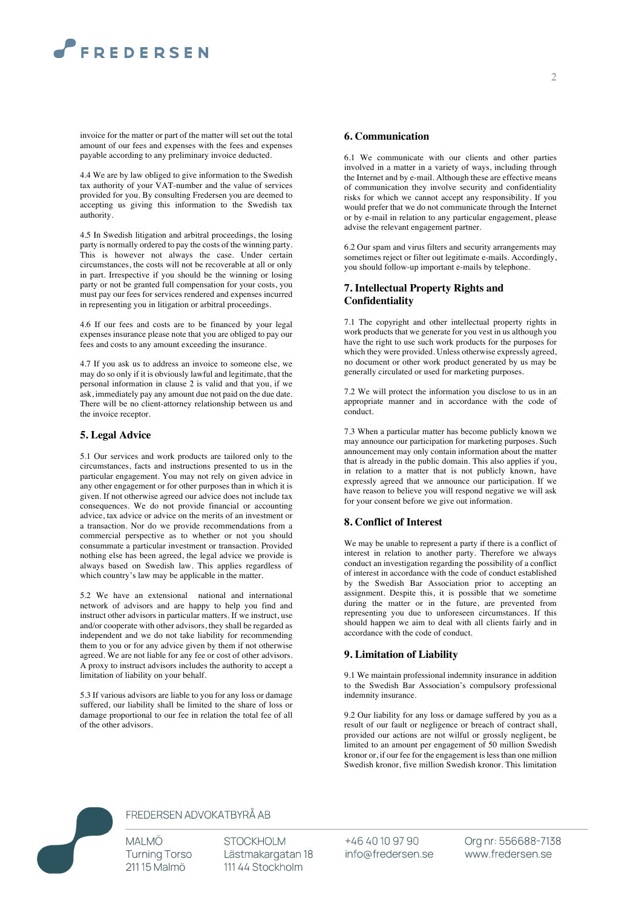invoice for the matter or part of the matter will set out the total amount of our fees and expenses with the fees and expenses payable according to any preliminary invoice deducted.

4.4 We are by law obliged to give information to the Swedish tax authority of your VAT-number and the value of services provided for you. By consulting Fredersen you are deemed to accepting us giving this information to the Swedish tax authority.

4.5 In Swedish litigation and arbitral proceedings, the losing party is normally ordered to pay the costs of the winning party. This is however not always the case. Under certain circumstances, the costs will not be recoverable at all or only in part. Irrespective if you should be the winning or losing party or not be granted full compensation for your costs, you must pay our fees for services rendered and expenses incurred in representing you in litigation or arbitral proceedings.

4.6 If our fees and costs are to be financed by your legal expenses insurance please note that you are obliged to pay our fees and costs to any amount exceeding the insurance.

4.7 If you ask us to address an invoice to someone else, we may do so only if it is obviously lawful and legitimate, that the personal information in clause 2 is valid and that you, if we ask, immediately pay any amount due not paid on the due date. There will be no client-attorney relationship between us and the invoice receptor.

## 5. Legal Advice

5.1 Our services and work products are tailored only to the circumstances, facts and instructions presented to us in the particular engagement. You may not rely on given advice in any other engagement or for other purposes than in which it is given. If not otherwise agreed our advice does not include tax consequences. We do not provide financial or accounting advice, tax advice or advice on the merits of an investment or a transaction. Nor do we provide recommendations from a commercial perspective as to whether or not you should consummate a particular investment or transaction. Provided nothing else has been agreed, the legal advice we provide is always based on Swedish law. This applies regardless of which country's law may be applicable in the matter.

5.2 We have an extensional national and international network of advisors and are happy to help you find and instruct other advisors in particular matters. If we instruct, use and/or cooperate with other advisors, they shall be regarded as independent and we do not take liability for recommending them to you or for any advice given by them if not otherwise agreed. We are not liable for any fee or cost of other advisors. A proxy to instruct advisors includes the authority to accept a limitation of liability on your behalf.

5.3 If various advisors are liable to you for any loss or damage suffered, our liability shall be limited to the share of loss or damage proportional to our fee in relation the total fee of all of the other advisors.

## 6. Communication

6.1 We communicate with our clients and other parties involved in a matter in a variety of ways, including through the Internet and by e-mail. Although these are effective means of communication they involve security and confidentiality risks for which we cannot accept any responsibility. If you would prefer that we do not communicate through the Internet or by e-mail in relation to any particular engagement, please advise the relevant engagement partner.

6.2 Our spam and virus filters and security arrangements may sometimes reject or filter out legitimate e-mails. Accordingly, you should follow-up important e-mails by telephone.

## 7. Intellectual Property Rights and Confidentiality

7.1 The copyright and other intellectual property rights in work products that we generate for you vest in us although you have the right to use such work products for the purposes for which they were provided. Unless otherwise expressly agreed, no document or other work product generated by us may be generally circulated or used for marketing purposes.

7.2 We will protect the information you disclose to us in an appropriate manner and in accordance with the code of conduct.

7.3 When a particular matter has become publicly known we may announce our participation for marketing purposes. Such announcement may only contain information about the matter that is already in the public domain. This also applies if you, in relation to a matter that is not publicly known, have expressly agreed that we announce our participation. If we have reason to believe you will respond negative we will ask for your consent before we give out information.

## 8. Conflict of Interest

We may be unable to represent a party if there is a conflict of interest in relation to another party. Therefore we always conduct an investigation regarding the possibility of a conflict of interest in accordance with the code of conduct established by the Swedish Bar Association prior to accepting an assignment. Despite this, it is possible that we sometime during the matter or in the future, are prevented from representing you due to unforeseen circumstances. If this should happen we aim to deal with all clients fairly and in accordance with the code of conduct.

## 9. Limitation of Liability

9.1 We maintain professional indemnity insurance in addition to the Swedish Bar Association's compulsory professional indemnity insurance.

9.2 Our liability for any loss or damage suffered by you as a result of our fault or negligence or breach of contract shall, provided our actions are not wilful or grossly negligent, be limited to an amount per engagement of 50 million Swedish kronor or, if our fee for the engagement is less than one million Swedish kronor, five million Swedish kronor. This limitation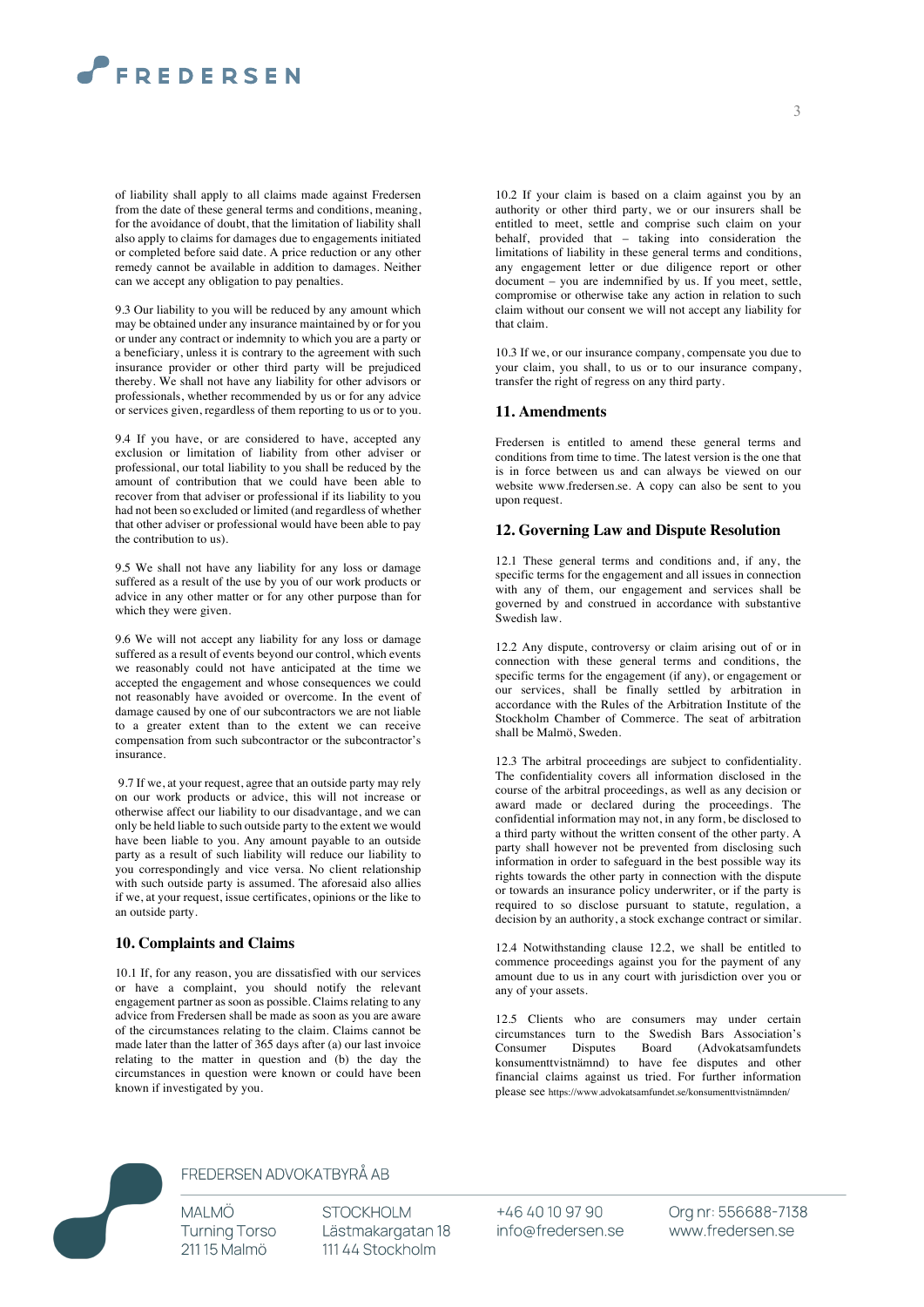of liability shall apply to all claims made against Fredersen from the date of these general terms and conditions, meaning, for the avoidance of doubt, that the limitation of liability shall also apply to claims for damages due to engagements initiated or completed before said date. A price reduction or any other remedy cannot be available in addition to damages. Neither can we accept any obligation to pay penalties.

9.3 Our liability to you will be reduced by any amount which may be obtained under any insurance maintained by or for you or under any contract or indemnity to which you are a party or a beneficiary, unless it is contrary to the agreement with such insurance provider or other third party will be prejudiced thereby. We shall not have any liability for other advisors or professionals, whether recommended by us or for any advice or services given, regardless of them reporting to us or to you.

9.4 If you have, or are considered to have, accepted any exclusion or limitation of liability from other adviser or professional, our total liability to you shall be reduced by the amount of contribution that we could have been able to recover from that adviser or professional if its liability to you had not been so excluded or limited (and regardless of whether that other adviser or professional would have been able to pay the contribution to us).

9.5 We shall not have any liability for any loss or damage suffered as a result of the use by you of our work products or advice in any other matter or for any other purpose than for which they were given.

9.6 We will not accept any liability for any loss or damage suffered as a result of events beyond our control, which events we reasonably could not have anticipated at the time we accepted the engagement and whose consequences we could not reasonably have avoided or overcome. In the event of damage caused by one of our subcontractors we are not liable to a greater extent than to the extent we can receive compensation from such subcontractor or the subcontractor's insurance.

9.7 If we, at your request, agree that an outside party may rely on our work products or advice, this will not increase or otherwise affect our liability to our disadvantage, and we can only be held liable to such outside party to the extent we would have been liable to you. Any amount payable to an outside party as a result of such liability will reduce our liability to you correspondingly and vice versa. No client relationship with such outside party is assumed. The aforesaid also allies if we, at your request, issue certificates, opinions or the like to an outside party.

## 10. Complaints and Claims

10.1 If, for any reason, you are dissatisfied with our services or have a complaint, you should notify the relevant engagement partner as soon as possible. Claims relating to any advice from Fredersen shall be made as soon as you are aware of the circumstances relating to the claim. Claims cannot be made later than the latter of 365 days after (a) our last invoice relating to the matter in question and (b) the day the circumstances in question were known or could have been known if investigated by you.

10.2 If your claim is based on a claim against you by an authority or other third party, we or our insurers shall be entitled to meet, settle and comprise such claim on your behalf, provided that – taking into consideration the limitations of liability in these general terms and conditions, any engagement letter or due diligence report or other document – you are indemnified by us. If you meet, settle, compromise or otherwise take any action in relation to such claim without our consent we will not accept any liability for that claim.

10.3 If we, or our insurance company, compensate you due to your claim, you shall, to us or to our insurance company, transfer the right of regress on any third party.

## 11. Amendments

Fredersen is entitled to amend these general terms and conditions from time to time. The latest version is the one that is in force between us and can always be viewed on our website www.fredersen.se. A copy can also be sent to you upon request.

## 12. Governing Law and Dispute Resolution

12.1 These general terms and conditions and, if any, the specific terms for the engagement and all issues in connection with any of them, our engagement and services shall be governed by and construed in accordance with substantive Swedish law.

12.2 Any dispute, controversy or claim arising out of or in connection with these general terms and conditions, the specific terms for the engagement (if any), or engagement or our services, shall be finally settled by arbitration in accordance with the Rules of the Arbitration Institute of the Stockholm Chamber of Commerce. The seat of arbitration shall be Malmö, Sweden.

12.3 The arbitral proceedings are subject to confidentiality. The confidentiality covers all information disclosed in the course of the arbitral proceedings, as well as any decision or award made or declared during the proceedings. The confidential information may not, in any form, be disclosed to a third party without the written consent of the other party. A party shall however not be prevented from disclosing such information in order to safeguard in the best possible way its rights towards the other party in connection with the dispute or towards an insurance policy underwriter, or if the party is required to so disclose pursuant to statute, regulation, a decision by an authority, a stock exchange contract or similar.

12.4 Notwithstanding clause 12.2, we shall be entitled to commence proceedings against you for the payment of any amount due to us in any court with jurisdiction over you or any of your assets.

12.5 Clients who are consumers may under certain circumstances turn to the Swedish Bars Association's Consumer Disputes Board (Advokatsamfundets konsumenttvistnämnd) to have fee disputes and other financial claims against us tried. For further information please see https://www.advokatsamfundet.se/konsumenttvistnämnden/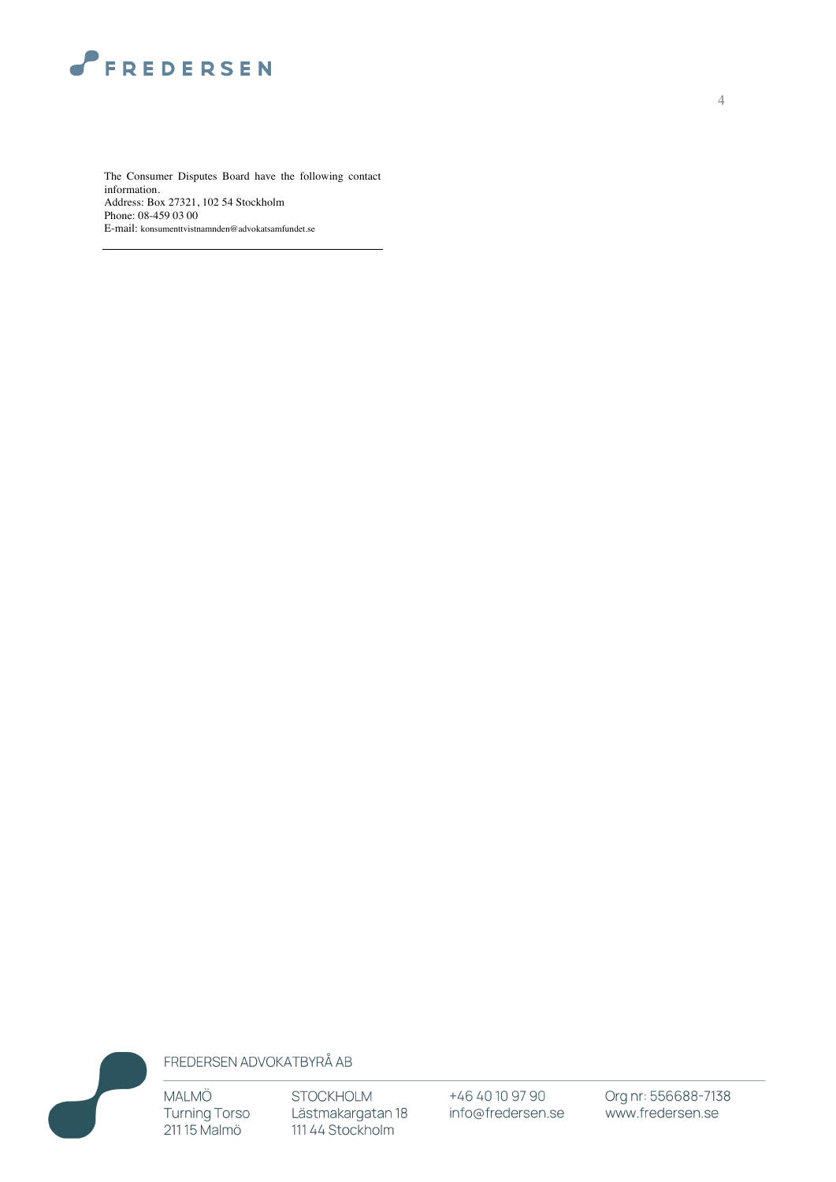The Consumer Disputes Board have the following contact information.
Address: Box 27321, 102 54 Stockholm
Phone: 08-459 03 00
E-mail: konsumenttvistnamnden@advokatsamfundet.se